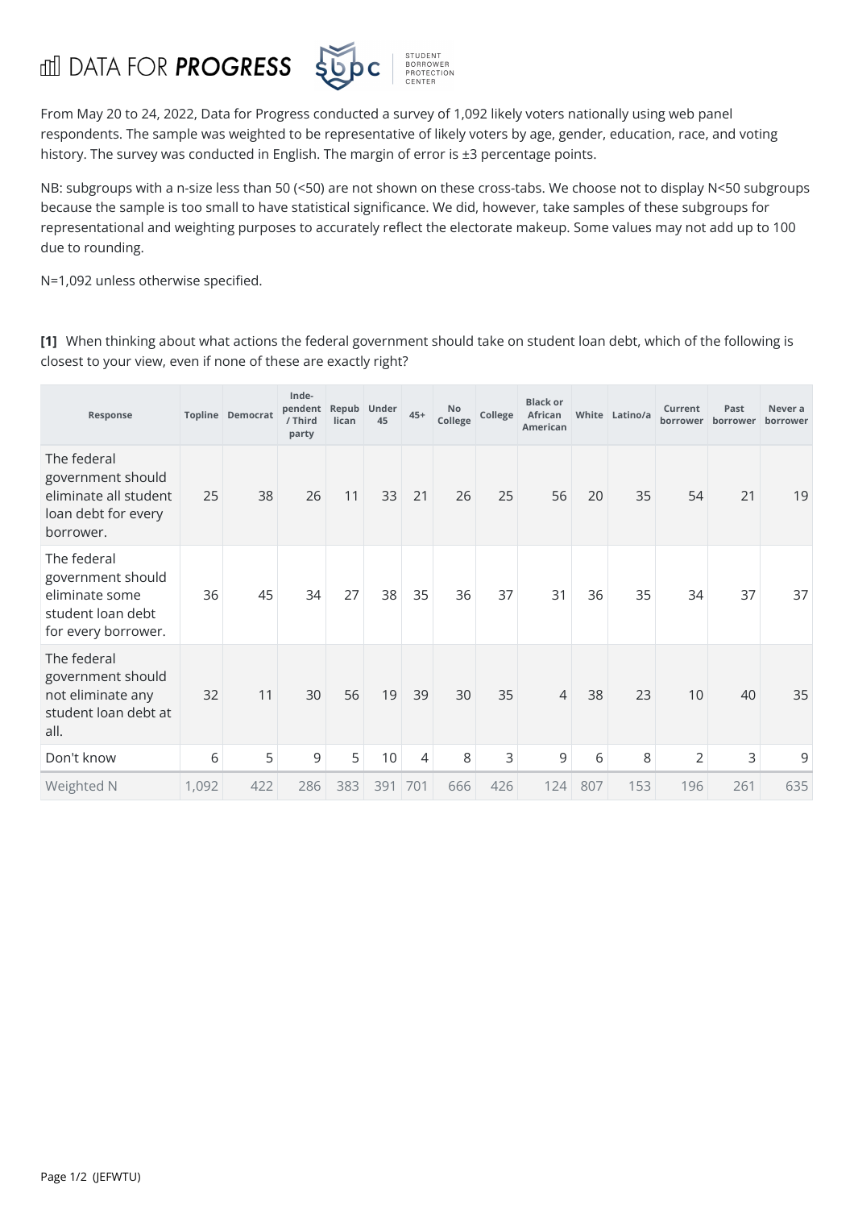DATA FOR **PROGRESS** | STUDENT BORROWER PROTECTION CENTER

From May 20 to 24, 2022, Data for Progress conducted a survey of 1,092 likely voters nationally using web panel respondents. The sample was weighted to be representative of likely voters by age, gender, education, race, and voting history. The survey was conducted in English. The margin of error is ±3 percentage points.

NB: subgroups with a n-size less than 50 (<50) are not shown on these cross-tabs. We choose not to display N<50 subgroups because the sample is too small to have statistical significance. We did, however, take samples of these subgroups for representational and weighting purposes to accurately reflect the electorate makeup. Some values may not add up to 100 due to rounding.

N=1,092 unless otherwise specified.

**[1]** When thinking about what actions the federal government should take on student loan debt, which of the following is closest to your view, even if none of these are exactly right?

| Response | Topline | Democrat | Independent / Third party | Republican | Under 45 | 45+ | No College | College | Black or African American | White | Latino/a | Current borrower | Past borrower | Never a borrower |
|---|---|---|---|---|---|---|---|---|---|---|---|---|---|---|
| The federal government should eliminate all student loan debt for every borrower. | 25 | 38 | 26 | 11 | 33 | 21 | 26 | 25 | 56 | 20 | 35 | 54 | 21 | 19 |
| The federal government should eliminate some student loan debt for every borrower. | 36 | 45 | 34 | 27 | 38 | 35 | 36 | 37 | 31 | 36 | 35 | 34 | 37 | 37 |
| The federal government should not eliminate any student loan debt at all. | 32 | 11 | 30 | 56 | 19 | 39 | 30 | 35 | 4 | 38 | 23 | 10 | 40 | 35 |
| Don't know | 6 | 5 | 9 | 5 | 10 | 4 | 8 | 3 | 9 | 6 | 8 | 2 | 3 | 9 |
| Weighted N | 1,092 | 422 | 286 | 383 | 391 | 701 | 666 | 426 | 124 | 807 | 153 | 196 | 261 | 635 |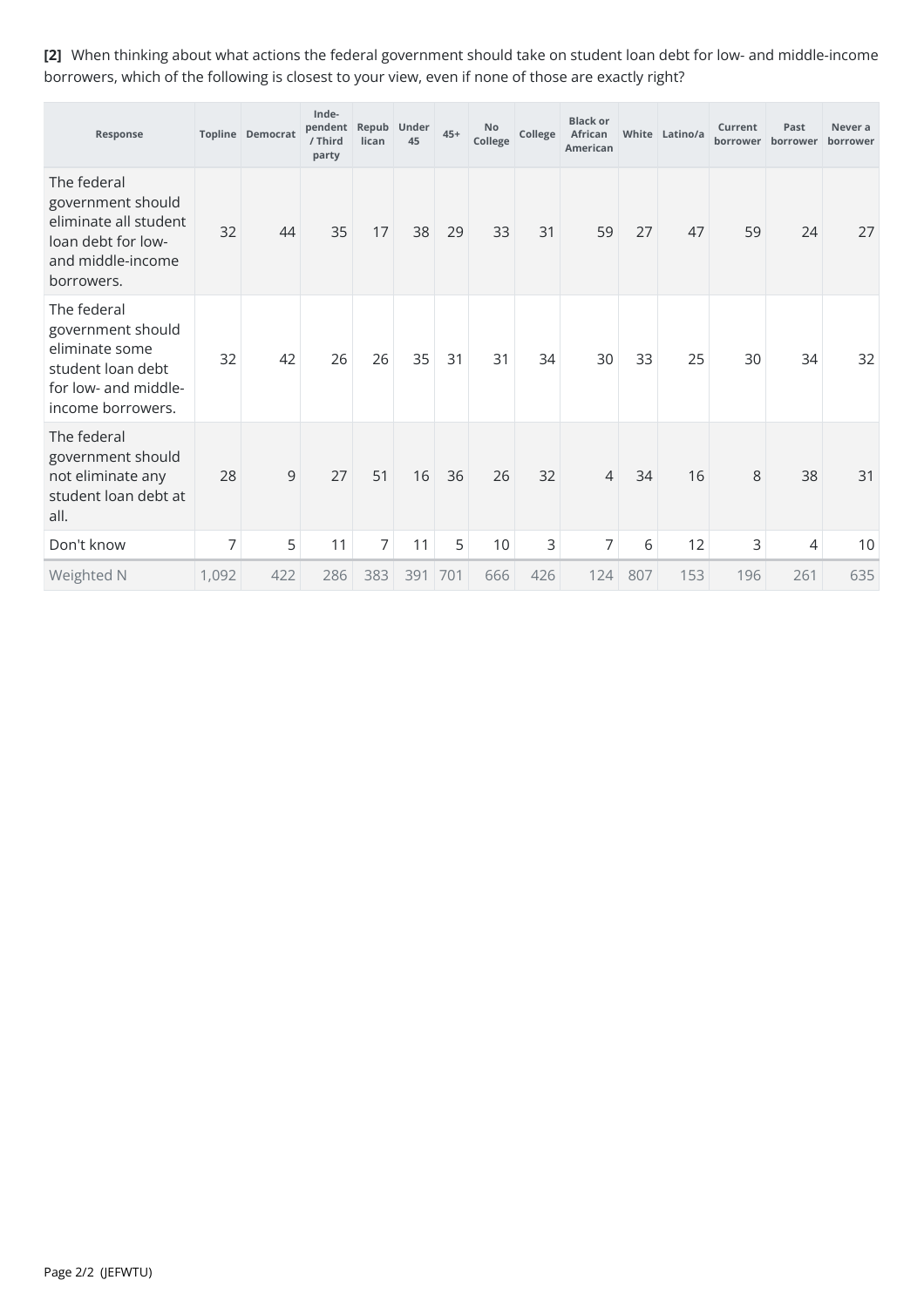**[2]** When thinking about what actions the federal government should take on student loan debt for low- and middle-income borrowers, which of the following is closest to your view, even if none of those are exactly right?

| Response | Topline | Democrat | Inde-pendent / Third party | Republican | Under 45 | 45+ | No College | College | Black or African American | White | Latino/a | Current borrower | Past borrower | Never a borrower |
|---|---|---|---|---|---|---|---|---|---|---|---|---|---|---|
| The federal government should eliminate all student loan debt for low- and middle-income borrowers. | 32 | 44 | 35 | 17 | 38 | 29 | 33 | 31 | 59 | 27 | 47 | 59 | 24 | 27 |
| The federal government should eliminate some student loan debt for low- and middle-income borrowers. | 32 | 42 | 26 | 26 | 35 | 31 | 31 | 34 | 30 | 33 | 25 | 30 | 34 | 32 |
| The federal government should not eliminate any student loan debt at all. | 28 | 9 | 27 | 51 | 16 | 36 | 26 | 32 | 4 | 34 | 16 | 8 | 38 | 31 |
| Don't know | 7 | 5 | 11 | 7 | 11 | 5 | 10 | 3 | 7 | 6 | 12 | 3 | 4 | 10 |
| Weighted N | 1,092 | 422 | 286 | 383 | 391 | 701 | 666 | 426 | 124 | 807 | 153 | 196 | 261 | 635 |